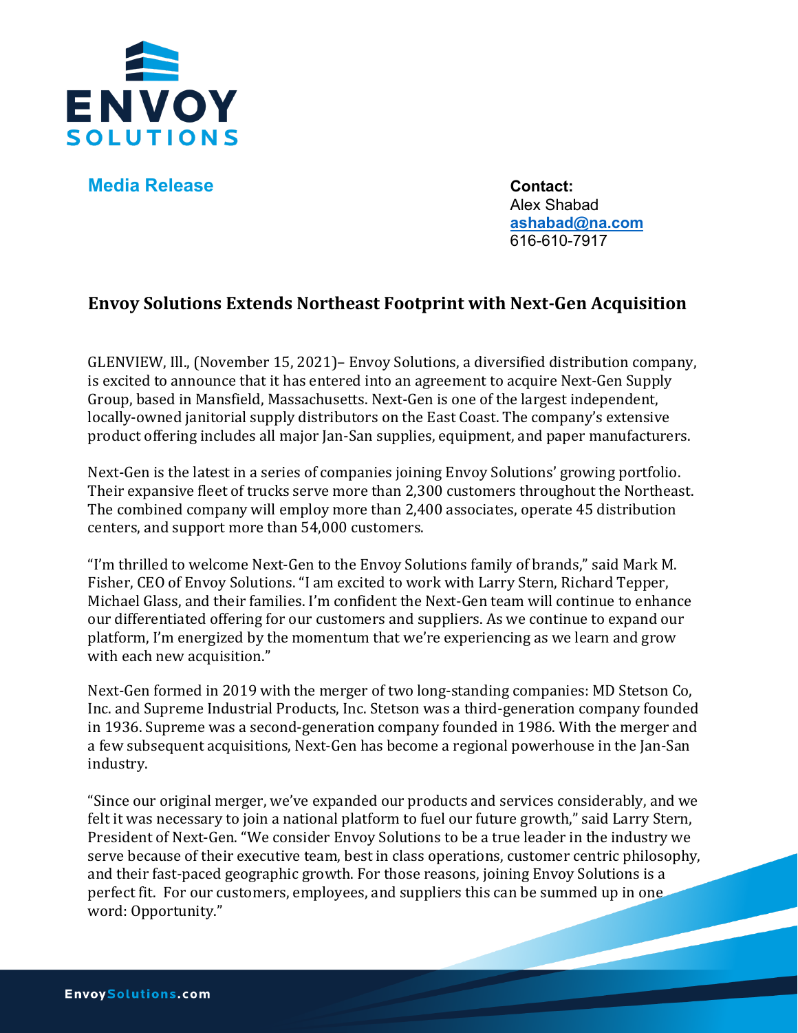**Media Release**

**Contact:**
Alex Shabad
ashabad@na.com
616-610-7917

# Envoy Solutions Extends Northeast Footprint with Next-Gen Acquisition

GLENVIEW, Ill., (November 15, 2021)– Envoy Solutions, a diversified distribution company, is excited to announce that it has entered into an agreement to acquire Next-Gen Supply Group, based in Mansfield, Massachusetts. Next-Gen is one of the largest independent, locally-owned janitorial supply distributors on the East Coast. The company's extensive product offering includes all major Jan-San supplies, equipment, and paper manufacturers.

Next-Gen is the latest in a series of companies joining Envoy Solutions' growing portfolio. Their expansive fleet of trucks serve more than 2,300 customers throughout the Northeast. The combined company will employ more than 2,400 associates, operate 45 distribution centers, and support more than 54,000 customers.

"I'm thrilled to welcome Next-Gen to the Envoy Solutions family of brands," said Mark M. Fisher, CEO of Envoy Solutions. "I am excited to work with Larry Stern, Richard Tepper, Michael Glass, and their families. I'm confident the Next-Gen team will continue to enhance our differentiated offering for our customers and suppliers. As we continue to expand our platform, I'm energized by the momentum that we're experiencing as we learn and grow with each new acquisition."

Next-Gen formed in 2019 with the merger of two long-standing companies: MD Stetson Co, Inc. and Supreme Industrial Products, Inc. Stetson was a third-generation company founded in 1936. Supreme was a second-generation company founded in 1986. With the merger and a few subsequent acquisitions, Next-Gen has become a regional powerhouse in the Jan-San industry.

"Since our original merger, we've expanded our products and services considerably, and we felt it was necessary to join a national platform to fuel our future growth," said Larry Stern, President of Next-Gen. "We consider Envoy Solutions to be a true leader in the industry we serve because of their executive team, best in class operations, customer centric philosophy, and their fast-paced geographic growth. For those reasons, joining Envoy Solutions is a perfect fit. For our customers, employees, and suppliers this can be summed up in one word: Opportunity."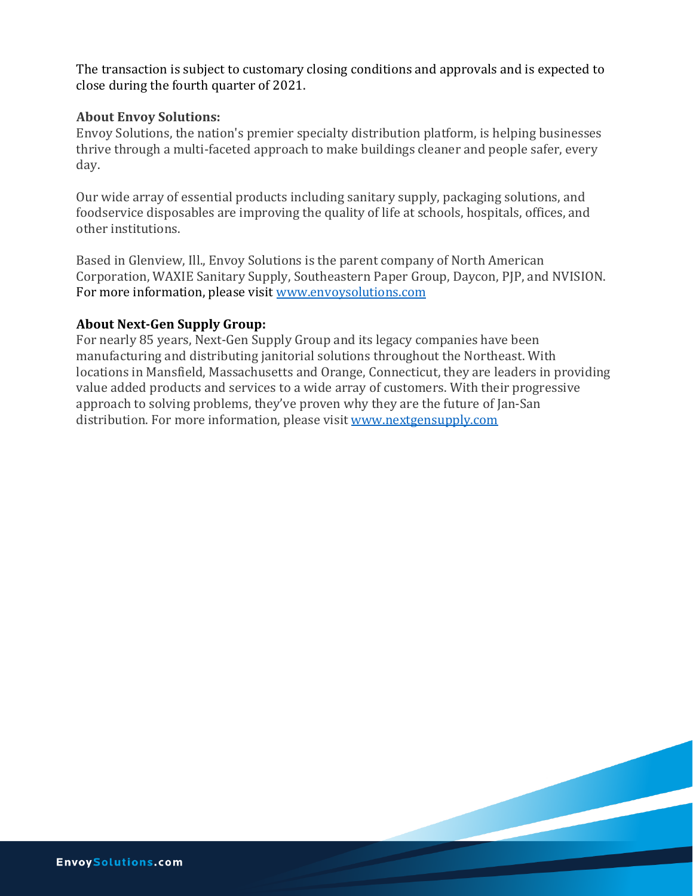The transaction is subject to customary closing conditions and approvals and is expected to close during the fourth quarter of 2021.

**About Envoy Solutions:**

Envoy Solutions, the nation's premier specialty distribution platform, is helping businesses thrive through a multi-faceted approach to make buildings cleaner and people safer, every day.

Our wide array of essential products including sanitary supply, packaging solutions, and foodservice disposables are improving the quality of life at schools, hospitals, offices, and other institutions.

Based in Glenview, Ill., Envoy Solutions is the parent company of North American Corporation, WAXIE Sanitary Supply, Southeastern Paper Group, Daycon, PJP, and NVISION. For more information, please visit [www.envoysolutions.com](http://www.envoysolutions.com)

**About Next-Gen Supply Group:**

For nearly 85 years, Next-Gen Supply Group and its legacy companies have been manufacturing and distributing janitorial solutions throughout the Northeast. With locations in Mansfield, Massachusetts and Orange, Connecticut, they are leaders in providing value added products and services to a wide array of customers. With their progressive approach to solving problems, they've proven why they are the future of Jan-San distribution. For more information, please visit [www.nextgensupply.com](http://www.nextgensupply.com)